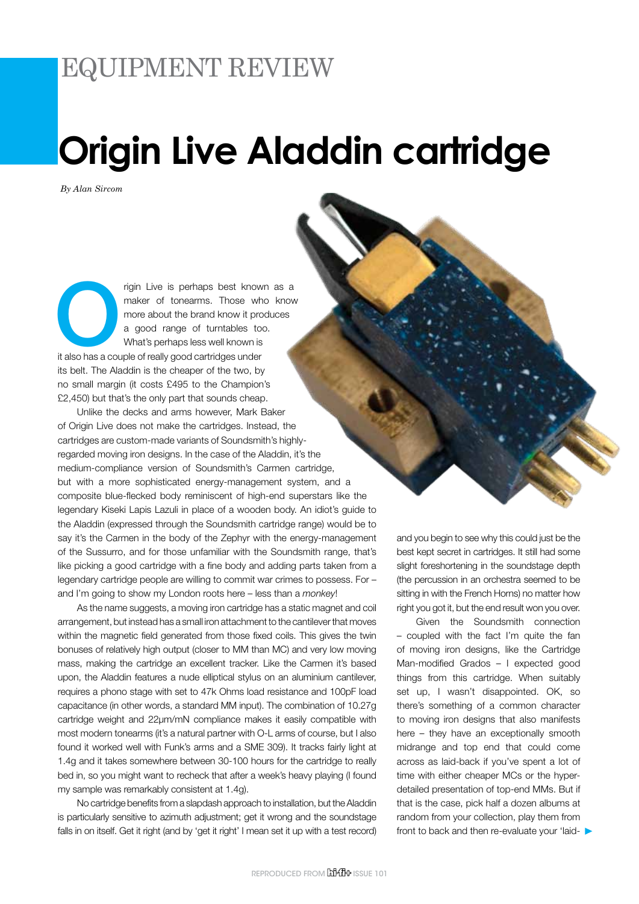# EQUIPMENT REVIEW

# Origin Live Aladdin cartridge

*By Alan Sircom*

Origin Live is perhaps best known as a maker of tonearms. Those who know more about the brand know it produces a good range of turntables too. What's perhaps less well known is it also has a couple of really good cartridges under its belt. The Aladdin is the cheaper of the two, by no small margin (it costs £495 to the Champion's £2,450) but that's the only part that sounds cheap.

Unlike the decks and arms however, Mark Baker of Origin Live does not make the cartridges. Instead, the cartridges are custom-made variants of Soundsmith's highly-regarded moving iron designs. In the case of the Aladdin, it's the medium-compliance version of Soundsmith's Carmen cartridge, but with a more sophisticated energy-management system, and a composite blue-flecked body reminiscent of high-end superstars like the legendary Kiseki Lapis Lazuli in place of a wooden body. An idiot's guide to the Aladdin (expressed through the Soundsmith cartridge range) would be to say it's the Carmen in the body of the Zephyr with the energy-management of the Sussurro, and for those unfamiliar with the Soundsmith range, that's like picking a good cartridge with a fine body and adding parts taken from a legendary cartridge people are willing to commit war crimes to possess. For – and I'm going to show my London roots here – less than a *monkey*!

As the name suggests, a moving iron cartridge has a static magnet and coil arrangement, but instead has a small iron attachment to the cantilever that moves within the magnetic field generated from those fixed coils. This gives the twin bonuses of relatively high output (closer to MM than MC) and very low moving mass, making the cartridge an excellent tracker. Like the Carmen it's based upon, the Aladdin features a nude elliptical stylus on an aluminium cantilever, requires a phono stage with set to 47k Ohms load resistance and 100pF load capacitance (in other words, a standard MM input). The combination of 10.27g cartridge weight and 22µm/mN compliance makes it easily compatible with most modern tonearms (it's a natural partner with O-L arms of course, but I also found it worked well with Funk's arms and a SME 309). It tracks fairly light at 1.4g and it takes somewhere between 30-100 hours for the cartridge to really bed in, so you might want to recheck that after a week's heavy playing (I found my sample was remarkably consistent at 1.4g).

No cartridge benefits from a slapdash approach to installation, but the Aladdin is particularly sensitive to azimuth adjustment; get it wrong and the soundstage falls in on itself. Get it right (and by 'get it right' I mean set it up with a test record) and you begin to see why this could just be the best kept secret in cartridges. It still had some slight foreshortening in the soundstage depth (the percussion in an orchestra seemed to be sitting in with the French Horns) no matter how right you got it, but the end result won you over.

Given the Soundsmith connection – coupled with the fact I'm quite the fan of moving iron designs, like the Cartridge Man-modified Grados – I expected good things from this cartridge. When suitably set up, I wasn't disappointed. OK, so there's something of a common character to moving iron designs that also manifests here – they have an exceptionally smooth midrange and top end that could come across as laid-back if you've spent a lot of time with either cheaper MCs or the hyper-detailed presentation of top-end MMs. But if that is the case, pick half a dozen albums at random from your collection, play them from front to back and then re-evaluate your 'laid-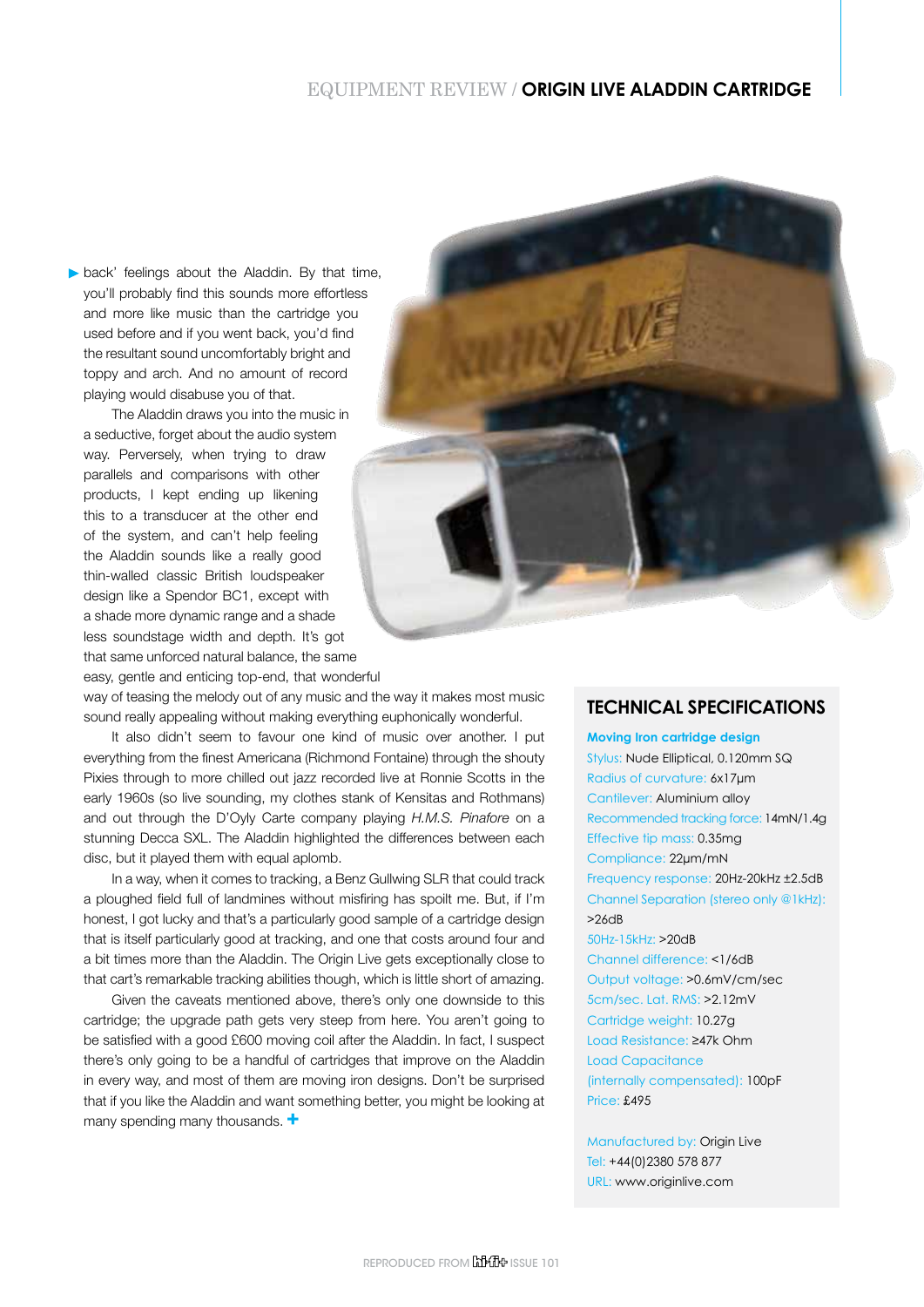back' feelings about the Aladdin. By that time, you'll probably find this sounds more effortless and more like music than the cartridge you used before and if you went back, you'd find the resultant sound uncomfortably bright and toppy and arch. And no amount of record playing would disabuse you of that.

The Aladdin draws you into the music in a seductive, forget about the audio system way. Perversely, when trying to draw parallels and comparisons with other products, I kept ending up likening this to a transducer at the other end of the system, and can't help feeling the Aladdin sounds like a really good thin-walled classic British loudspeaker design like a Spendor BC1, except with a shade more dynamic range and a shade less soundstage width and depth. It's got that same unforced natural balance, the same easy, gentle and enticing top-end, that wonderful way of teasing the melody out of any music and the way it makes most music sound really appealing without making everything euphonically wonderful.

It also didn't seem to favour one kind of music over another. I put everything from the finest Americana (Richmond Fontaine) through the shouty Pixies through to more chilled out jazz recorded live at Ronnie Scotts in the early 1960s (so live sounding, my clothes stank of Kensitas and Rothmans) and out through the D'Oyly Carte company playing *H.M.S. Pinafore* on a stunning Decca SXL. The Aladdin highlighted the differences between each disc, but it played them with equal aplomb.

In a way, when it comes to tracking, a Benz Gullwing SLR that could track a ploughed field full of landmines without misfiring has spoilt me. But, if I'm honest, I got lucky and that's a particularly good sample of a cartridge design that is itself particularly good at tracking, and one that costs around four and a bit times more than the Aladdin. The Origin Live gets exceptionally close to that cart's remarkable tracking abilities though, which is little short of amazing.

Given the caveats mentioned above, there's only one downside to this cartridge; the upgrade path gets very steep from here. You aren't going to be satisfied with a good £600 moving coil after the Aladdin. In fact, I suspect there's only going to be a handful of cartridges that improve on the Aladdin in every way, and most of them are moving iron designs. Don't be surprised that if you like the Aladdin and want something better, you might be looking at many spending many thousands. +

## TECHNICAL SPECIFICATIONS

**Moving Iron cartridge design**

Stylus: Nude Elliptical, 0.120mm SQ
Radius of curvature: 6x17µm
Cantilever: Aluminium alloy
Recommended tracking force: 14mN/1.4g
Effective tip mass: 0.35mg
Compliance: 22µm/mN
Frequency response: 20Hz-20kHz ±2.5dB
Channel Separation (stereo only @1kHz): >26dB
50Hz-15kHz: >20dB
Channel difference: <1/6dB
Output voltage: >0.6mV/cm/sec
5cm/sec. Lat. RMS: >2.12mV
Cartridge weight: 10.27g
Load Resistance: ≥47k Ohm
Load Capacitance (internally compensated): 100pF
Price: £495

Manufactured by: Origin Live
Tel: +44(0)2380 578 877
URL: www.originlive.com